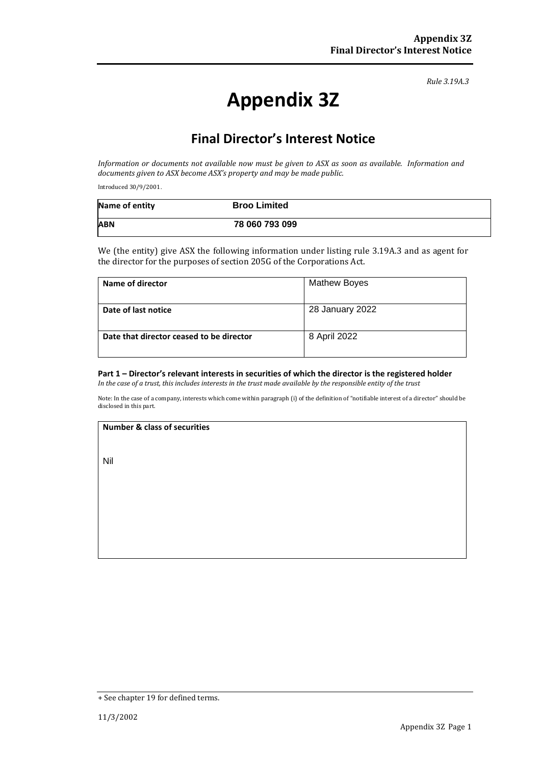*Rule 3.19A.3*

# Appendix 3Z

## Final Director's Interest Notice

*Information or documents not available now must be given to ASX as soon as available. Information and documents given to ASX become ASX's property and may be made public.*

Introduced 30/9/2001.

| Name of entity | Broo Limited |
|---|---|
| ABN | 78 060 793 099 |

We (the entity) give ASX the following information under listing rule 3.19A.3 and as agent for the director for the purposes of section 205G of the Corporations Act.

| Name of director | Mathew Boyes |
|---|---|
| Date of last notice | 28 January 2022 |
| Date that director ceased to be director | 8 April 2022 |

**Part 1 – Director's relevant interests in securities of which the director is the registered holder**
*In the case of a trust, this includes interests in the trust made available by the responsible entity of the trust*

Note: In the case of a company, interests which come within paragraph (i) of the definition of "notifiable interest of a director" should be disclosed in this part.

| Number & class of securities |
|---|
| Nil |

+ See chapter 19 for defined terms.

11/3/2002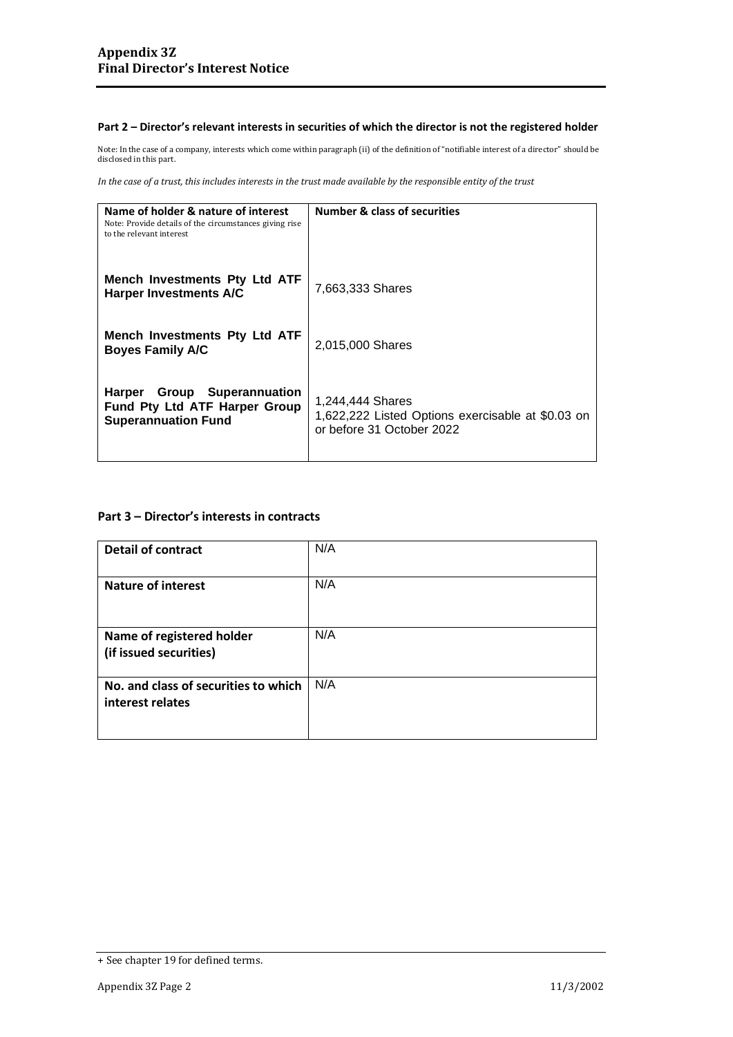## Part 2 – Director's relevant interests in securities of which the director is not the registered holder

Note: In the case of a company, interests which come within paragraph (ii) of the definition of "notifiable interest of a director" should be disclosed in this part.

*In the case of a trust, this includes interests in the trust made available by the responsible entity of the trust*

| Name of holder & nature of interest<br>Note: Provide details of the circumstances giving rise to the relevant interest | Number & class of securities |
|---|---|
| **Mench Investments Pty Ltd ATF Harper Investments A/C** | 7,663,333 Shares |
| **Mench Investments Pty Ltd ATF Boyes Family A/C** | 2,015,000 Shares |
| **Harper Group Superannuation Fund Pty Ltd ATF Harper Group Superannuation Fund** | 1,244,444 Shares<br>1,622,222 Listed Options exercisable at $0.03 on or before 31 October 2022 |

## Part 3 – Director's interests in contracts

| | |
|---|---|
| **Detail of contract** | N/A |
| **Nature of interest** | N/A |
| **Name of registered holder (if issued securities)** | N/A |
| **No. and class of securities to which interest relates** | N/A |

+ See chapter 19 for defined terms.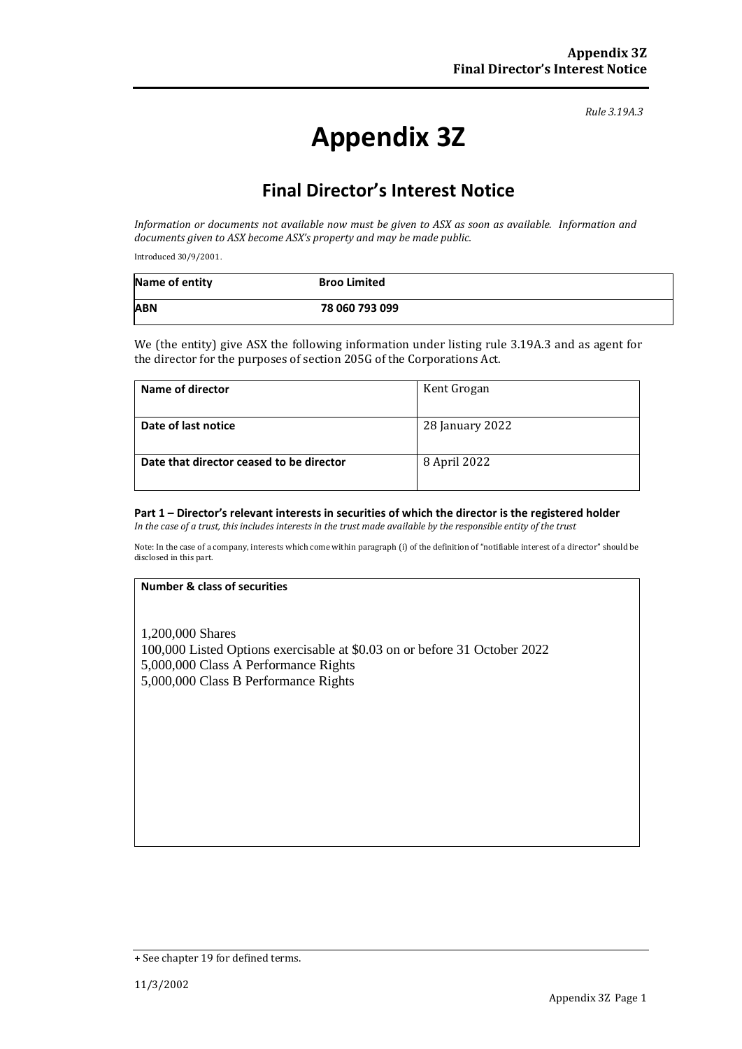*Rule 3.19A.3*

# Appendix 3Z

## Final Director's Interest Notice

*Information or documents not available now must be given to ASX as soon as available. Information and documents given to ASX become ASX's property and may be made public.*

Introduced 30/9/2001.

| **Name of entity** | **Broo Limited** |
|---|---|
| **ABN** | **78 060 793 099** |

We (the entity) give ASX the following information under listing rule 3.19A.3 and as agent for the director for the purposes of section 205G of the Corporations Act.

| **Name of director** | Kent Grogan |
|---|---|
| **Date of last notice** | 28 January 2022 |
| **Date that director ceased to be director** | 8 April 2022 |

**Part 1 – Director's relevant interests in securities of which the director is the registered holder**
*In the case of a trust, this includes interests in the trust made available by the responsible entity of the trust*

Note: In the case of a company, interests which come within paragraph (i) of the definition of "notifiable interest of a director" should be disclosed in this part.

| **Number & class of securities** |
|---|
| 1,200,000 Shares<br>100,000 Listed Options exercisable at $0.03 on or before 31 October 2022<br>5,000,000 Class A Performance Rights<br>5,000,000 Class B Performance Rights |

+ See chapter 19 for defined terms.

11/3/2002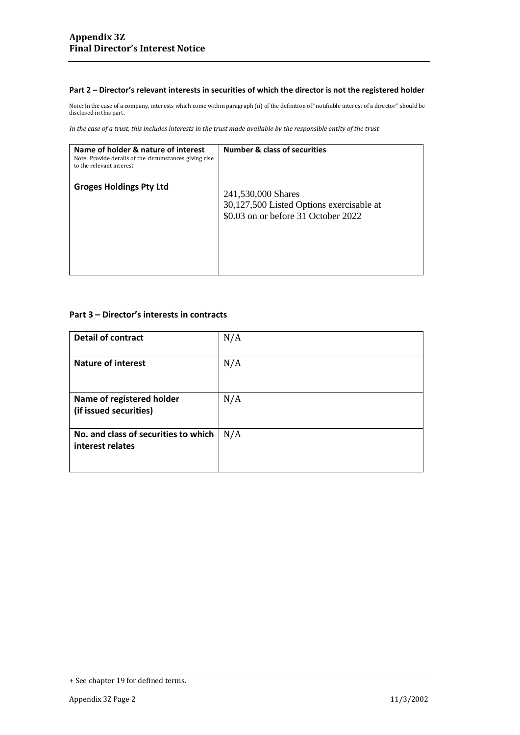## Part 2 – Director's relevant interests in securities of which the director is not the registered holder

Note: In the case of a company, interests which come within paragraph (ii) of the definition of "notifiable interest of a director" should be disclosed in this part.

*In the case of a trust, this includes interests in the trust made available by the responsible entity of the trust*

| **Name of holder & nature of interest**<br>Note: Provide details of the circumstances giving rise to the relevant interest | **Number & class of securities** |
|---|---|
| **Groges Holdings Pty Ltd** | 241,530,000 Shares<br>30,127,500 Listed Options exercisable at \$0.03 on or before 31 October 2022 |

## Part 3 – Director's interests in contracts

| | |
|---|---|
| **Detail of contract** | N/A |
| **Nature of interest** | N/A |
| **Name of registered holder (if issued securities)** | N/A |
| **No. and class of securities to which interest relates** | N/A |

+ See chapter 19 for defined terms.